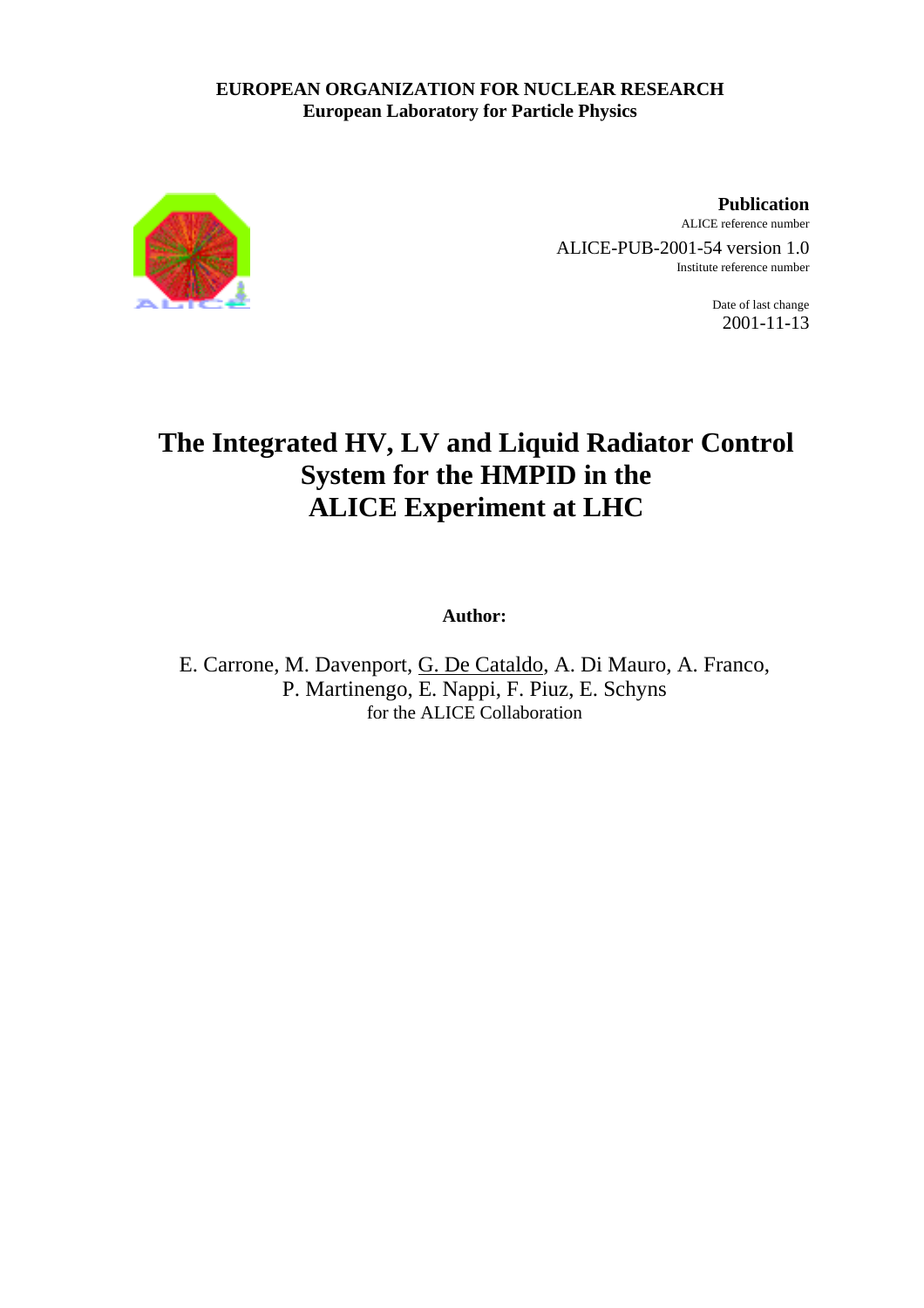**EUROPEAN ORGANIZATION FOR NUCLEAR RESEARCH**
**European Laboratory for Particle Physics**

**Publication**
ALICE reference number
ALICE-PUB-2001-54 version 1.0
Institute reference number

Date of last change
2001-11-13

# The Integrated HV, LV and Liquid Radiator Control System for the HMPID in the ALICE Experiment at LHC

**Author:**

E. Carrone, M. Davenport, G. De Cataldo, A. Di Mauro, A. Franco, P. Martinengo, E. Nappi, F. Piuz, E. Schyns
for the ALICE Collaboration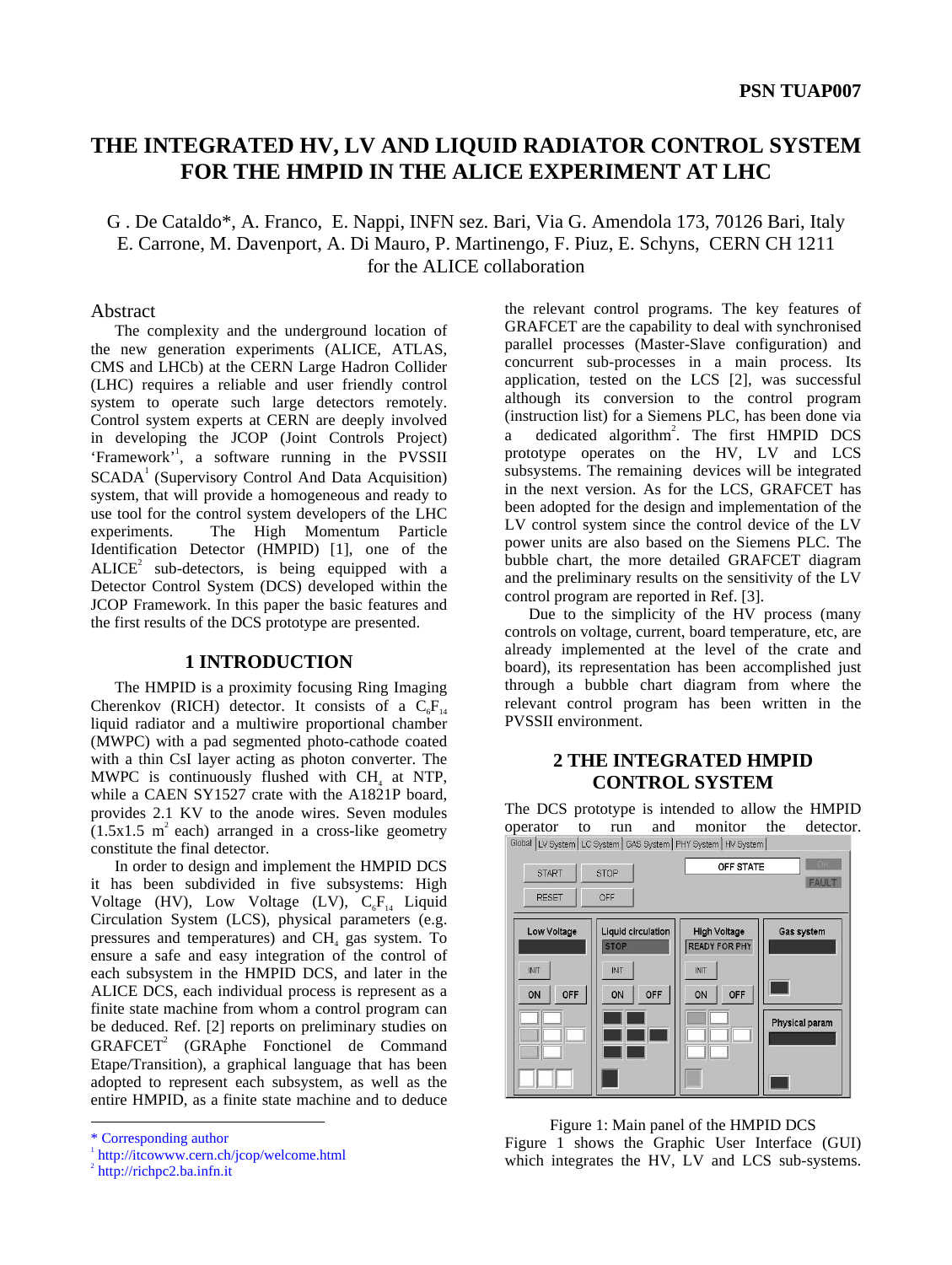# THE INTEGRATED HV, LV AND LIQUID RADIATOR CONTROL SYSTEM FOR THE HMPID IN THE ALICE EXPERIMENT AT LHC

G . De Cataldo*, A. Franco, E. Nappi, INFN sez. Bari, Via G. Amendola 173, 70126 Bari, Italy
E. Carrone, M. Davenport, A. Di Mauro, P. Martinengo, F. Piuz, E. Schyns, CERN CH 1211
for the ALICE collaboration

## Abstract

The complexity and the underground location of the new generation experiments (ALICE, ATLAS, CMS and LHCb) at the CERN Large Hadron Collider (LHC) requires a reliable and user friendly control system to operate such large detectors remotely. Control system experts at CERN are deeply involved in developing the JCOP (Joint Controls Project) 'Framework'[1], a software running in the PVSSII SCADA[1] (Supervisory Control And Data Acquisition) system, that will provide a homogeneous and ready to use tool for the control system developers of the LHC experiments. The High Momentum Particle Identification Detector (HMPID) [1], one of the ALICE[2] sub-detectors, is being equipped with a Detector Control System (DCS) developed within the JCOP Framework. In this paper the basic features and the first results of the DCS prototype are presented.

## 1 INTRODUCTION

The HMPID is a proximity focusing Ring Imaging Cherenkov (RICH) detector. It consists of a $C_6F_{14}$ liquid radiator and a multiwire proportional chamber (MWPC) with a pad segmented photo-cathode coated with a thin CsI layer acting as photon converter. The MWPC is continuously flushed with $CH_4$ at NTP, while a CAEN SY1527 crate with the A1821P board, provides 2.1 KV to the anode wires. Seven modules (1.5x1.5 $m^2$ each) arranged in a cross-like geometry constitute the final detector.

In order to design and implement the HMPID DCS it has been subdivided in five subsystems: High Voltage (HV), Low Voltage (LV), $C_6F_{14}$ Liquid Circulation System (LCS), physical parameters (e.g. pressures and temperatures) and $CH_4$ gas system. To ensure a safe and easy integration of the control of each subsystem in the HMPID DCS, and later in the ALICE DCS, each individual process is represent as a finite state machine from whom a control program can be deduced. Ref. [2] reports on preliminary studies on GRAFCET[2] (GRAphe Fonctionel de Command Etape/Transition), a graphical language that has been adopted to represent each subsystem, as well as the entire HMPID, as a finite state machine and to deduce the relevant control programs. The key features of GRAFCET are the capability to deal with synchronised parallel processes (Master-Slave configuration) and concurrent sub-processes in a main process. Its application, tested on the LCS [2], was successful although its conversion to the control program (instruction list) for a Siemens PLC, has been done via a dedicated algorithm[2]. The first HMPID DCS prototype operates on the HV, LV and LCS subsystems. The remaining devices will be integrated in the next version. As for the LCS, GRAFCET has been adopted for the design and implementation of the LV control system since the control device of the LV power units are also based on the Siemens PLC. The bubble chart, the more detailed GRAFCET diagram and the preliminary results on the sensitivity of the LV control program are reported in Ref. [3].

Due to the simplicity of the HV process (many controls on voltage, current, board temperature, etc, are already implemented at the level of the crate and board), its representation has been accomplished just through a bubble chart diagram from where the relevant control program has been written in the PVSSII environment.

## 2 THE INTEGRATED HMPID CONTROL SYSTEM

The DCS prototype is intended to allow the HMPID operator to run and monitor the detector.

Figure 1: Main panel of the HMPID DCS

Figure 1 shows the Graphic User Interface (GUI) which integrates the HV, LV and LCS sub-systems.

---

\* Corresponding author

[1] http://itcowww.cern.ch/jcop/welcome.html

[2] http://richpc2.ba.infn.it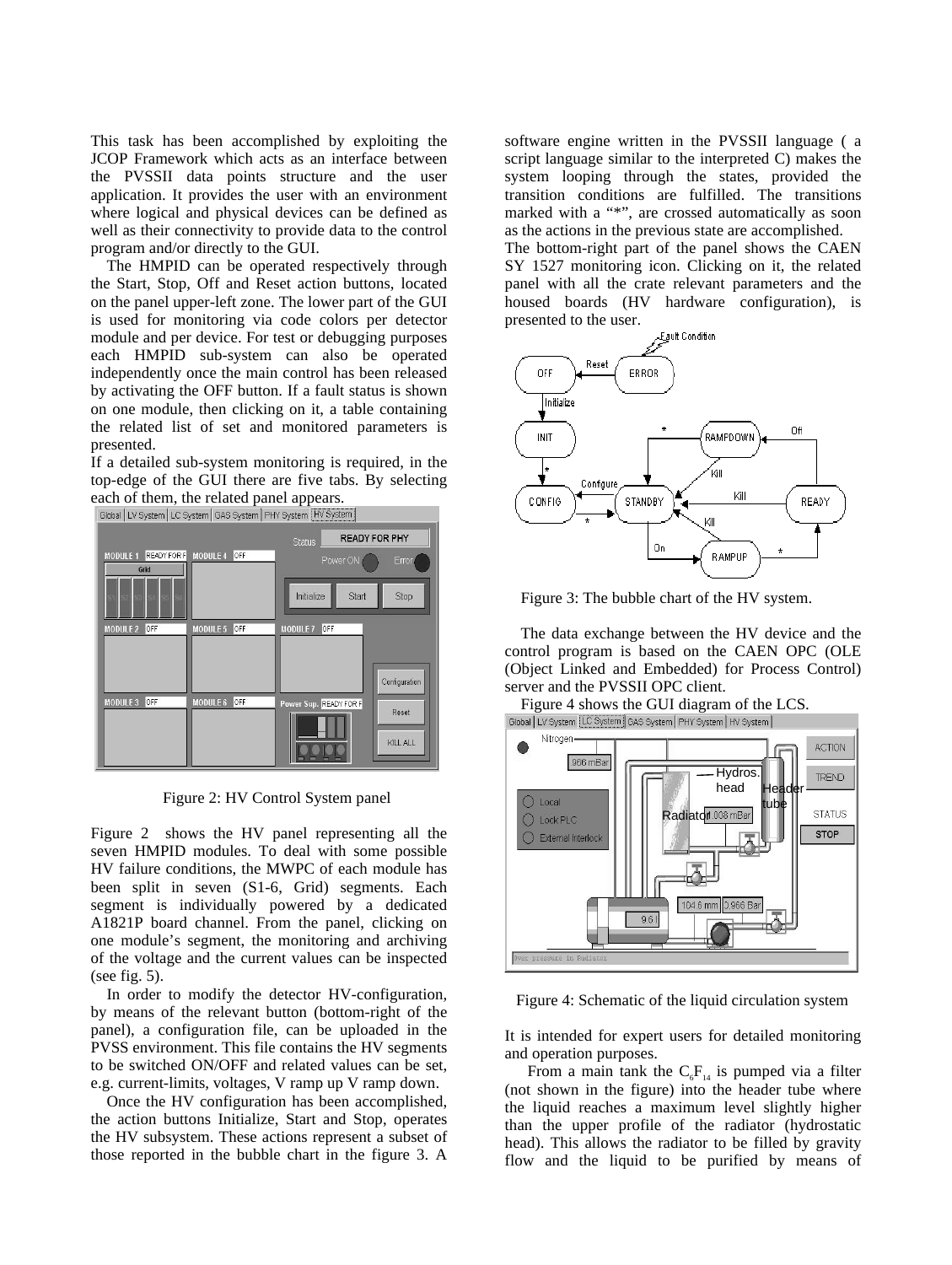This task has been accomplished by exploiting the JCOP Framework which acts as an interface between the PVSSII data points structure and the user application. It provides the user with an environment where logical and physical devices can be defined as well as their connectivity to provide data to the control program and/or directly to the GUI.

The HMPID can be operated respectively through the Start, Stop, Off and Reset action buttons, located on the panel upper-left zone. The lower part of the GUI is used for monitoring via code colors per detector module and per device. For test or debugging purposes each HMPID sub-system can also be operated independently once the main control has been released by activating the OFF button. If a fault status is shown on one module, then clicking on it, a table containing the related list of set and monitored parameters is presented.

If a detailed sub-system monitoring is required, in the top-edge of the GUI there are five tabs. By selecting each of them, the related panel appears.

Figure 2: HV Control System panel

Figure 2 shows the HV panel representing all the seven HMPID modules. To deal with some possible HV failure conditions, the MWPC of each module has been split in seven (S1-6, Grid) segments. Each segment is individually powered by a dedicated A1821P board channel. From the panel, clicking on one module's segment, the monitoring and archiving of the voltage and the current values can be inspected (see fig. 5).

In order to modify the detector HV-configuration, by means of the relevant button (bottom-right of the panel), a configuration file, can be uploaded in the PVSS environment. This file contains the HV segments to be switched ON/OFF and related values can be set, e.g. current-limits, voltages, V ramp up V ramp down.

Once the HV configuration has been accomplished, the action buttons Initialize, Start and Stop, operates the HV subsystem. These actions represent a subset of those reported in the bubble chart in the figure 3. A software engine written in the PVSSII language ( a script language similar to the interpreted C) makes the system looping through the states, provided the transition conditions are fulfilled. The transitions marked with a "*", are crossed automatically as soon as the actions in the previous state are accomplished.

The bottom-right part of the panel shows the CAEN SY 1527 monitoring icon. Clicking on it, the related panel with all the crate relevant parameters and the housed boards (HV hardware configuration), is presented to the user.

Figure 3: The bubble chart of the HV system.

The data exchange between the HV device and the control program is based on the CAEN OPC (OLE (Object Linked and Embedded) for Process Control) server and the PVSSII OPC client.

Figure 4 shows the GUI diagram of the LCS.

Figure 4: Schematic of the liquid circulation system

It is intended for expert users for detailed monitoring and operation purposes.

From a main tank the $C_6F_{14}$ is pumped via a filter (not shown in the figure) into the header tube where the liquid reaches a maximum level slightly higher than the upper profile of the radiator (hydrostatic head). This allows the radiator to be filled by gravity flow and the liquid to be purified by means of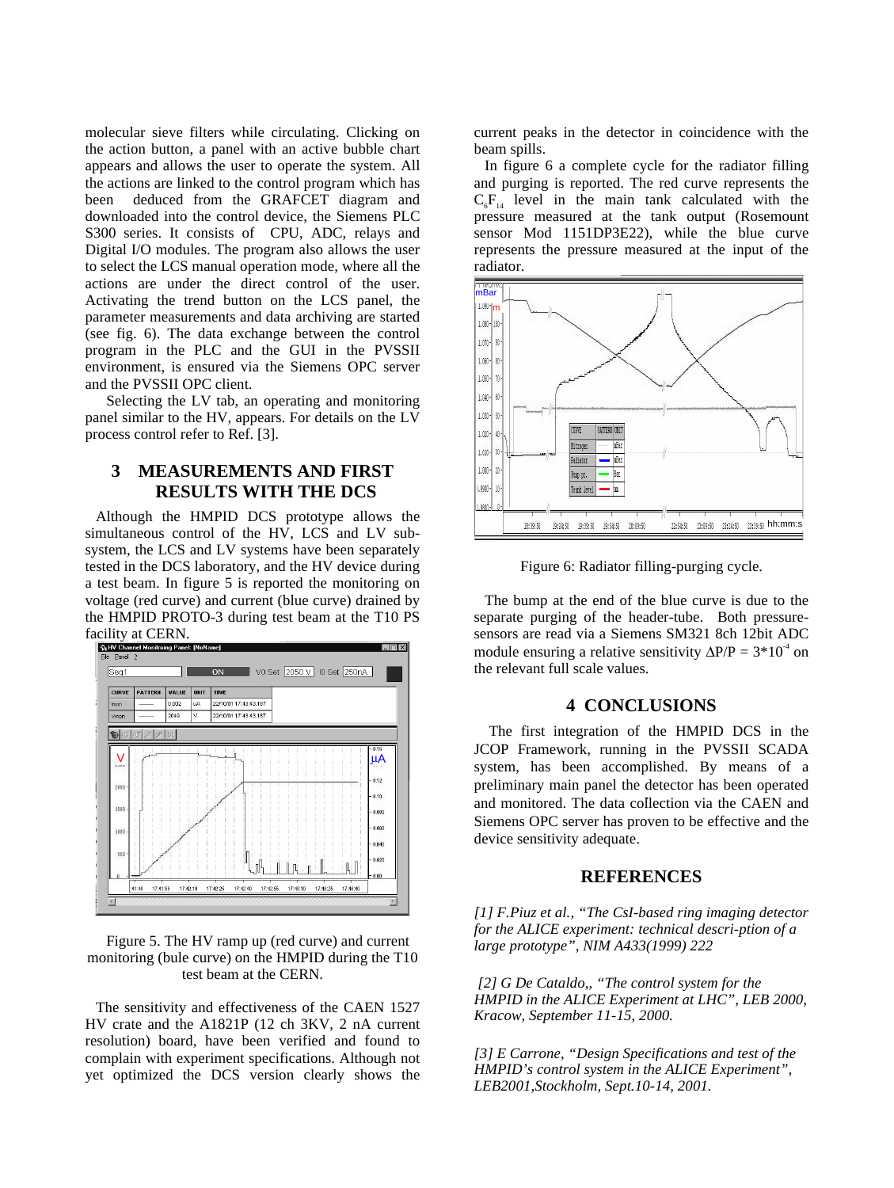molecular sieve filters while circulating. Clicking on the action button, a panel with an active bubble chart appears and allows the user to operate the system. All the actions are linked to the control program which has been deduced from the GRAFCET diagram and downloaded into the control device, the Siemens PLC S300 series. It consists of CPU, ADC, relays and Digital I/O modules. The program also allows the user to select the LCS manual operation mode, where all the actions are under the direct control of the user. Activating the trend button on the LCS panel, the parameter measurements and data archiving are started (see fig. 6). The data exchange between the control program in the PLC and the GUI in the PVSSII environment, is ensured via the Siemens OPC server and the PVSSII OPC client.

Selecting the LV tab, an operating and monitoring panel similar to the HV, appears. For details on the LV process control refer to Ref. [3].

## 3 MEASUREMENTS AND FIRST RESULTS WITH THE DCS

Although the HMPID DCS prototype allows the simultaneous control of the HV, LCS and LV sub-system, the LCS and LV systems have been separately tested in the DCS laboratory, and the HV device during a test beam. In figure 5 is reported the monitoring on voltage (red curve) and current (blue curve) drained by the HMPID PROTO-3 during test beam at the T10 PS facility at CERN.

Figure 5. The HV ramp up (red curve) and current monitoring (bule curve) on the HMPID during the T10 test beam at the CERN.

The sensitivity and effectiveness of the CAEN 1527 HV crate and the A1821P (12 ch 3KV, 2 nA current resolution) board, have been verified and found to complain with experiment specifications. Although not yet optimized the DCS version clearly shows the current peaks in the detector in coincidence with the beam spills.

In figure 6 a complete cycle for the radiator filling and purging is reported. The red curve represents the $C_6F_{14}$ level in the main tank calculated with the pressure measured at the tank output (Rosemount sensor Mod 1151DP3E22), while the blue curve represents the pressure measured at the input of the radiator.

Figure 6: Radiator filling-purging cycle.

The bump at the end of the blue curve is due to the separate purging of the header-tube. Both pressure-sensors are read via a Siemens SM321 8ch 12bit ADC module ensuring a relative sensitivity $\Delta P/P = 3*10^{-4}$ on the relevant full scale values.

## 4 CONCLUSIONS

The first integration of the HMPID DCS in the JCOP Framework, running in the PVSSII SCADA system, has been accomplished. By means of a preliminary main panel the detector has been operated and monitored. The data collection via the CAEN and Siemens OPC server has proven to be effective and the device sensitivity adequate.

## REFERENCES

*[1] F.Piuz et al., "The CsI-based ring imaging detector for the ALICE experiment: technical descri-ption of a large prototype", NIM A433(1999) 222*

*[2] G De Cataldo,, "The control system for the HMPID in the ALICE Experiment at LHC", LEB 2000, Kracow, September 11-15, 2000.*

*[3] E Carrone, "Design Specifications and test of the HMPID's control system in the ALICE Experiment", LEB2001,Stockholm, Sept.10-14, 2001.*